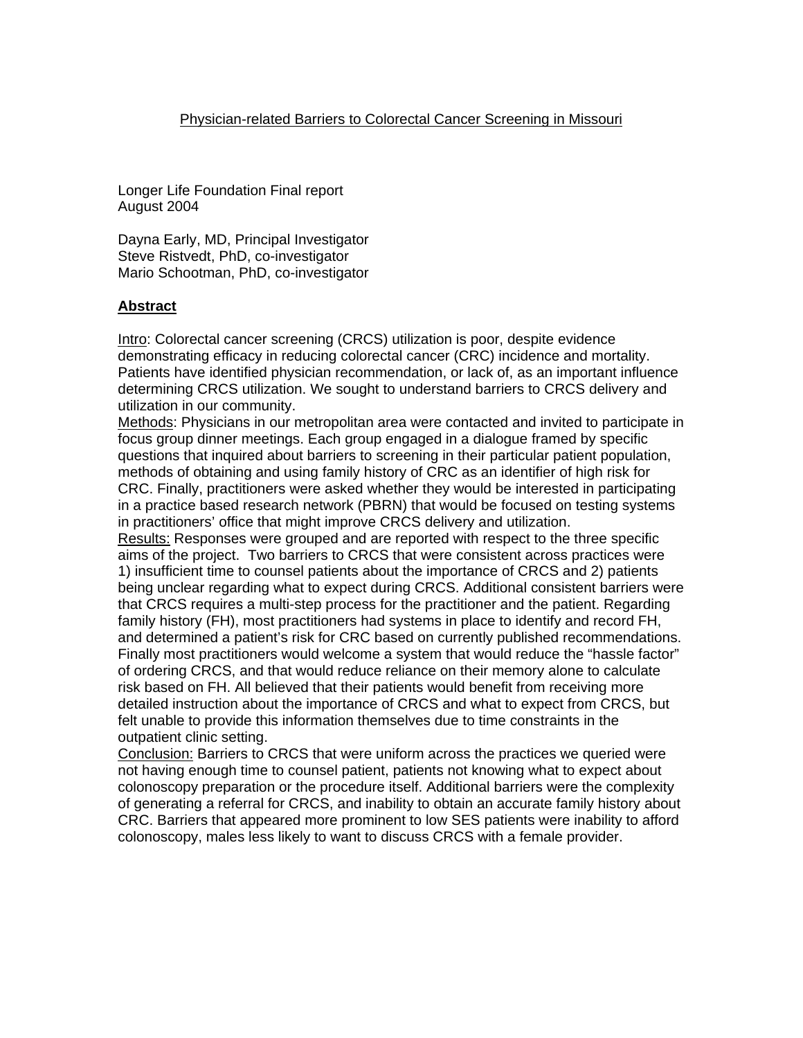# Physician-related Barriers to Colorectal Cancer Screening in Missouri

Longer Life Foundation Final report
August 2004

Dayna Early, MD, Principal Investigator
Steve Ristvedt, PhD, co-investigator
Mario Schootman, PhD, co-investigator

## Abstract

Intro: Colorectal cancer screening (CRCS) utilization is poor, despite evidence demonstrating efficacy in reducing colorectal cancer (CRC) incidence and mortality. Patients have identified physician recommendation, or lack of, as an important influence determining CRCS utilization. We sought to understand barriers to CRCS delivery and utilization in our community.

Methods: Physicians in our metropolitan area were contacted and invited to participate in focus group dinner meetings. Each group engaged in a dialogue framed by specific questions that inquired about barriers to screening in their particular patient population, methods of obtaining and using family history of CRC as an identifier of high risk for CRC. Finally, practitioners were asked whether they would be interested in participating in a practice based research network (PBRN) that would be focused on testing systems in practitioners' office that might improve CRCS delivery and utilization.

Results: Responses were grouped and are reported with respect to the three specific aims of the project. Two barriers to CRCS that were consistent across practices were 1) insufficient time to counsel patients about the importance of CRCS and 2) patients being unclear regarding what to expect during CRCS. Additional consistent barriers were that CRCS requires a multi-step process for the practitioner and the patient. Regarding family history (FH), most practitioners had systems in place to identify and record FH, and determined a patient's risk for CRC based on currently published recommendations. Finally most practitioners would welcome a system that would reduce the "hassle factor" of ordering CRCS, and that would reduce reliance on their memory alone to calculate risk based on FH. All believed that their patients would benefit from receiving more detailed instruction about the importance of CRCS and what to expect from CRCS, but felt unable to provide this information themselves due to time constraints in the outpatient clinic setting.

Conclusion: Barriers to CRCS that were uniform across the practices we queried were not having enough time to counsel patient, patients not knowing what to expect about colonoscopy preparation or the procedure itself. Additional barriers were the complexity of generating a referral for CRCS, and inability to obtain an accurate family history about CRC. Barriers that appeared more prominent to low SES patients were inability to afford colonoscopy, males less likely to want to discuss CRCS with a female provider.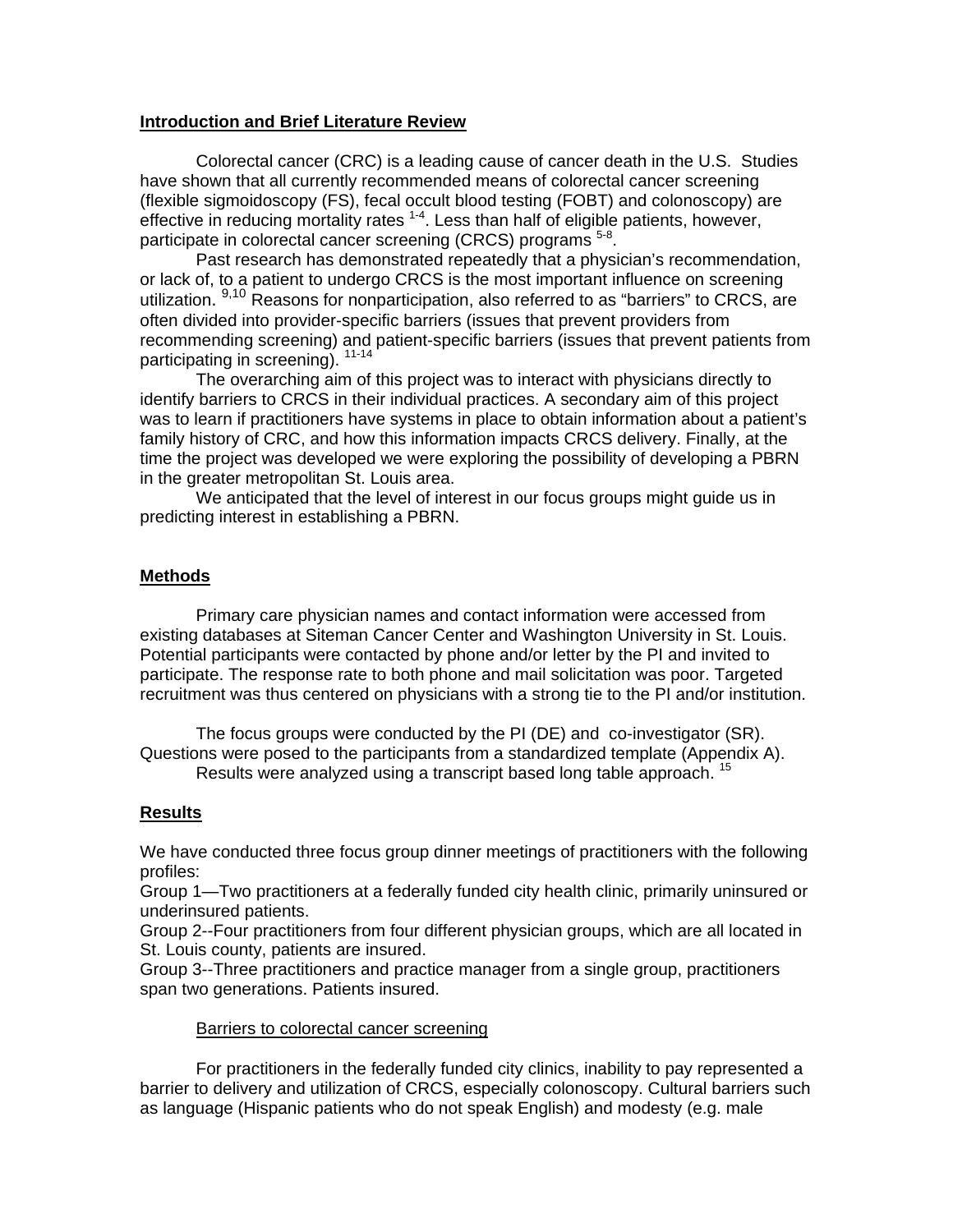## Introduction and Brief Literature Review

Colorectal cancer (CRC) is a leading cause of cancer death in the U.S. Studies have shown that all currently recommended means of colorectal cancer screening (flexible sigmoidoscopy (FS), fecal occult blood testing (FOBT) and colonoscopy) are effective in reducing mortality rates [1-4]. Less than half of eligible patients, however, participate in colorectal cancer screening (CRCS) programs [5-8].

Past research has demonstrated repeatedly that a physician's recommendation, or lack of, to a patient to undergo CRCS is the most important influence on screening utilization. [9,10] Reasons for nonparticipation, also referred to as "barriers" to CRCS, are often divided into provider-specific barriers (issues that prevent providers from recommending screening) and patient-specific barriers (issues that prevent patients from participating in screening). [11-14]

The overarching aim of this project was to interact with physicians directly to identify barriers to CRCS in their individual practices. A secondary aim of this project was to learn if practitioners have systems in place to obtain information about a patient's family history of CRC, and how this information impacts CRCS delivery. Finally, at the time the project was developed we were exploring the possibility of developing a PBRN in the greater metropolitan St. Louis area.

We anticipated that the level of interest in our focus groups might guide us in predicting interest in establishing a PBRN.

## Methods

Primary care physician names and contact information were accessed from existing databases at Siteman Cancer Center and Washington University in St. Louis. Potential participants were contacted by phone and/or letter by the PI and invited to participate. The response rate to both phone and mail solicitation was poor. Targeted recruitment was thus centered on physicians with a strong tie to the PI and/or institution.

The focus groups were conducted by the PI (DE) and co-investigator (SR). Questions were posed to the participants from a standardized template (Appendix A).

Results were analyzed using a transcript based long table approach. [15]

## Results

We have conducted three focus group dinner meetings of practitioners with the following profiles:

Group 1—Two practitioners at a federally funded city health clinic, primarily uninsured or underinsured patients.

Group 2--Four practitioners from four different physician groups, which are all located in St. Louis county, patients are insured.

Group 3--Three practitioners and practice manager from a single group, practitioners span two generations. Patients insured.

### Barriers to colorectal cancer screening

For practitioners in the federally funded city clinics, inability to pay represented a barrier to delivery and utilization of CRCS, especially colonoscopy. Cultural barriers such as language (Hispanic patients who do not speak English) and modesty (e.g. male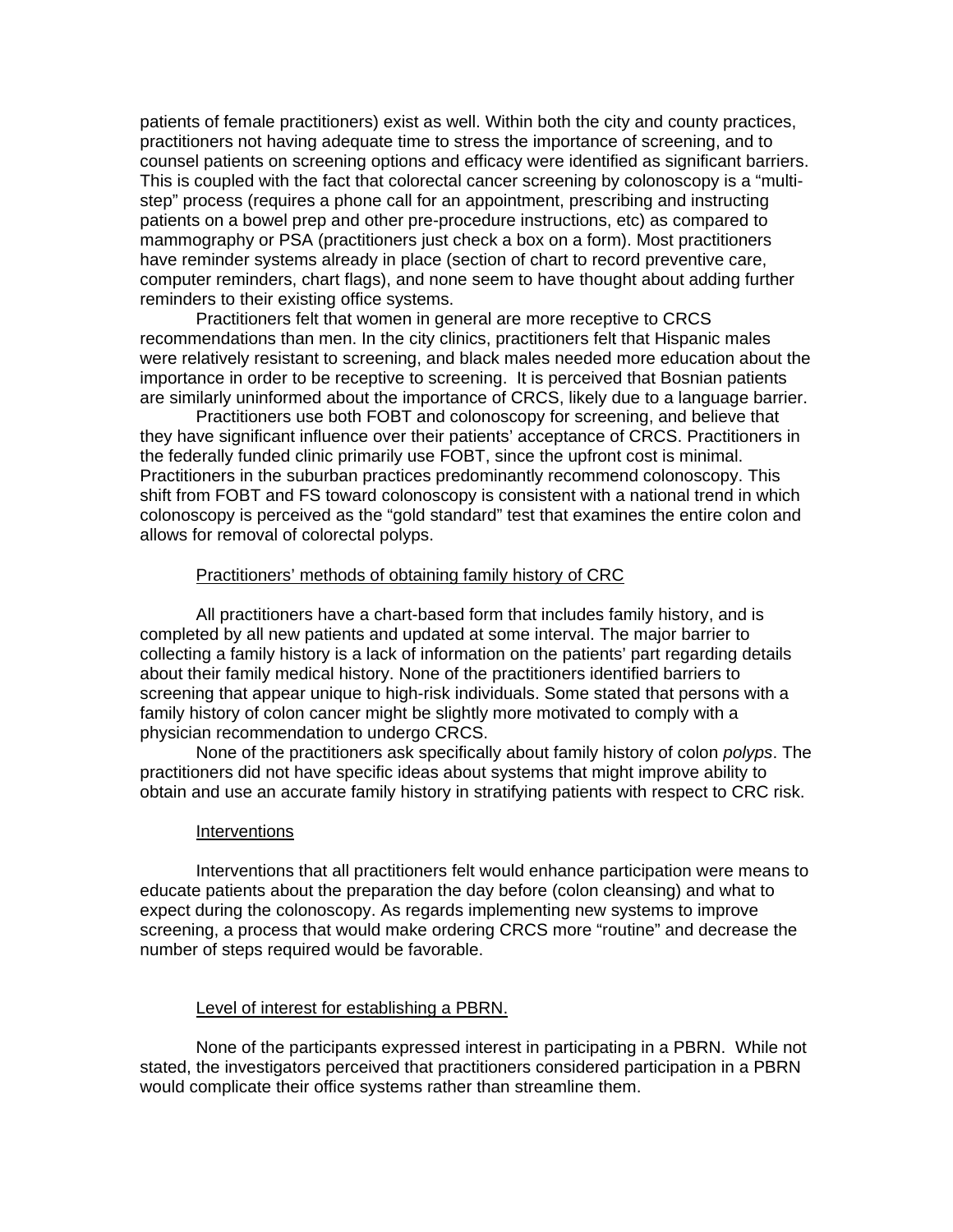patients of female practitioners) exist as well. Within both the city and county practices, practitioners not having adequate time to stress the importance of screening, and to counsel patients on screening options and efficacy were identified as significant barriers. This is coupled with the fact that colorectal cancer screening by colonoscopy is a "multi-step" process (requires a phone call for an appointment, prescribing and instructing patients on a bowel prep and other pre-procedure instructions, etc) as compared to mammography or PSA (practitioners just check a box on a form). Most practitioners have reminder systems already in place (section of chart to record preventive care, computer reminders, chart flags), and none seem to have thought about adding further reminders to their existing office systems.

Practitioners felt that women in general are more receptive to CRCS recommendations than men. In the city clinics, practitioners felt that Hispanic males were relatively resistant to screening, and black males needed more education about the importance in order to be receptive to screening. It is perceived that Bosnian patients are similarly uninformed about the importance of CRCS, likely due to a language barrier.

Practitioners use both FOBT and colonoscopy for screening, and believe that they have significant influence over their patients' acceptance of CRCS. Practitioners in the federally funded clinic primarily use FOBT, since the upfront cost is minimal. Practitioners in the suburban practices predominantly recommend colonoscopy. This shift from FOBT and FS toward colonoscopy is consistent with a national trend in which colonoscopy is perceived as the "gold standard" test that examines the entire colon and allows for removal of colorectal polyps.

### Practitioners' methods of obtaining family history of CRC

All practitioners have a chart-based form that includes family history, and is completed by all new patients and updated at some interval. The major barrier to collecting a family history is a lack of information on the patients' part regarding details about their family medical history. None of the practitioners identified barriers to screening that appear unique to high-risk individuals. Some stated that persons with a family history of colon cancer might be slightly more motivated to comply with a physician recommendation to undergo CRCS.

None of the practitioners ask specifically about family history of colon *polyps*. The practitioners did not have specific ideas about systems that might improve ability to obtain and use an accurate family history in stratifying patients with respect to CRC risk.

### Interventions

Interventions that all practitioners felt would enhance participation were means to educate patients about the preparation the day before (colon cleansing) and what to expect during the colonoscopy. As regards implementing new systems to improve screening, a process that would make ordering CRCS more "routine" and decrease the number of steps required would be favorable.

### Level of interest for establishing a PBRN.

None of the participants expressed interest in participating in a PBRN. While not stated, the investigators perceived that practitioners considered participation in a PBRN would complicate their office systems rather than streamline them.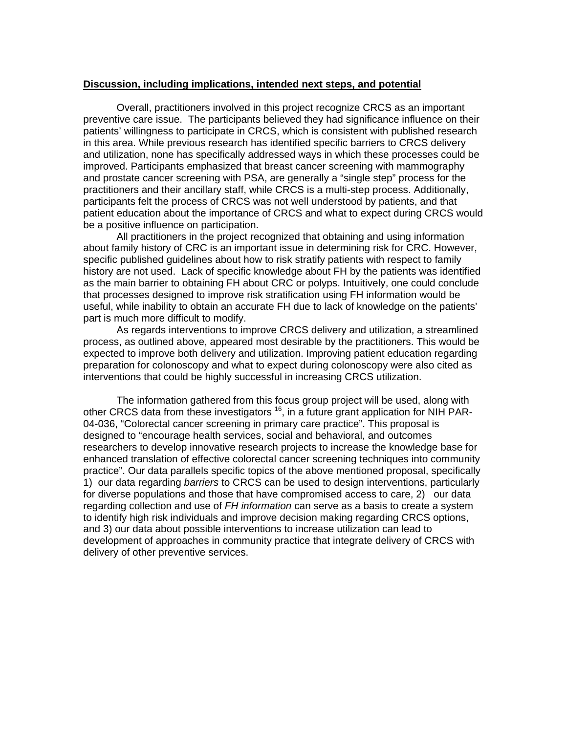## Discussion, including implications, intended next steps, and potential

Overall, practitioners involved in this project recognize CRCS as an important preventive care issue. The participants believed they had significance influence on their patients' willingness to participate in CRCS, which is consistent with published research in this area. While previous research has identified specific barriers to CRCS delivery and utilization, none has specifically addressed ways in which these processes could be improved. Participants emphasized that breast cancer screening with mammography and prostate cancer screening with PSA, are generally a "single step" process for the practitioners and their ancillary staff, while CRCS is a multi-step process. Additionally, participants felt the process of CRCS was not well understood by patients, and that patient education about the importance of CRCS and what to expect during CRCS would be a positive influence on participation.

All practitioners in the project recognized that obtaining and using information about family history of CRC is an important issue in determining risk for CRC. However, specific published guidelines about how to risk stratify patients with respect to family history are not used. Lack of specific knowledge about FH by the patients was identified as the main barrier to obtaining FH about CRC or polyps. Intuitively, one could conclude that processes designed to improve risk stratification using FH information would be useful, while inability to obtain an accurate FH due to lack of knowledge on the patients' part is much more difficult to modify.

As regards interventions to improve CRCS delivery and utilization, a streamlined process, as outlined above, appeared most desirable by the practitioners. This would be expected to improve both delivery and utilization. Improving patient education regarding preparation for colonoscopy and what to expect during colonoscopy were also cited as interventions that could be highly successful in increasing CRCS utilization.

The information gathered from this focus group project will be used, along with other CRCS data from these investigators [16], in a future grant application for NIH PAR-04-036, "Colorectal cancer screening in primary care practice". This proposal is designed to "encourage health services, social and behavioral, and outcomes researchers to develop innovative research projects to increase the knowledge base for enhanced translation of effective colorectal cancer screening techniques into community practice". Our data parallels specific topics of the above mentioned proposal, specifically 1) our data regarding *barriers* to CRCS can be used to design interventions, particularly for diverse populations and those that have compromised access to care, 2) our data regarding collection and use of *FH information* can serve as a basis to create a system to identify high risk individuals and improve decision making regarding CRCS options, and 3) our data about possible interventions to increase utilization can lead to development of approaches in community practice that integrate delivery of CRCS with delivery of other preventive services.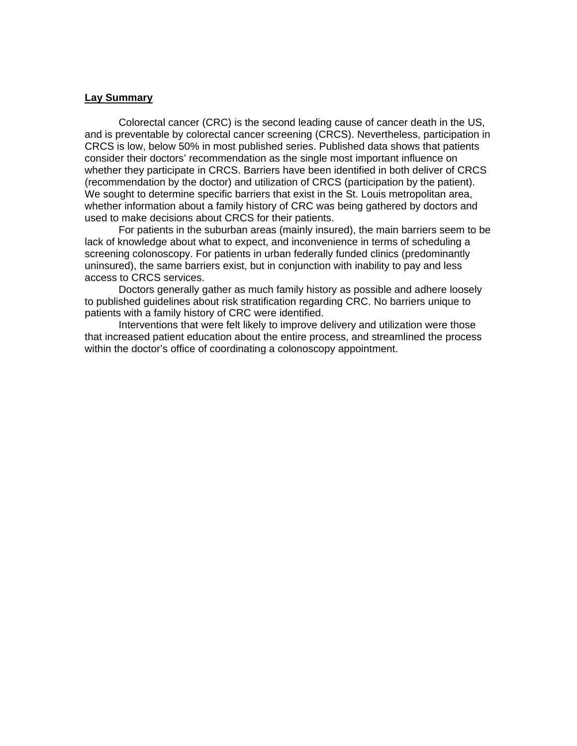## Lay Summary

Colorectal cancer (CRC) is the second leading cause of cancer death in the US, and is preventable by colorectal cancer screening (CRCS). Nevertheless, participation in CRCS is low, below 50% in most published series. Published data shows that patients consider their doctors' recommendation as the single most important influence on whether they participate in CRCS. Barriers have been identified in both deliver of CRCS (recommendation by the doctor) and utilization of CRCS (participation by the patient). We sought to determine specific barriers that exist in the St. Louis metropolitan area, whether information about a family history of CRC was being gathered by doctors and used to make decisions about CRCS for their patients.

For patients in the suburban areas (mainly insured), the main barriers seem to be lack of knowledge about what to expect, and inconvenience in terms of scheduling a screening colonoscopy. For patients in urban federally funded clinics (predominantly uninsured), the same barriers exist, but in conjunction with inability to pay and less access to CRCS services.

Doctors generally gather as much family history as possible and adhere loosely to published guidelines about risk stratification regarding CRC. No barriers unique to patients with a family history of CRC were identified.

Interventions that were felt likely to improve delivery and utilization were those that increased patient education about the entire process, and streamlined the process within the doctor's office of coordinating a colonoscopy appointment.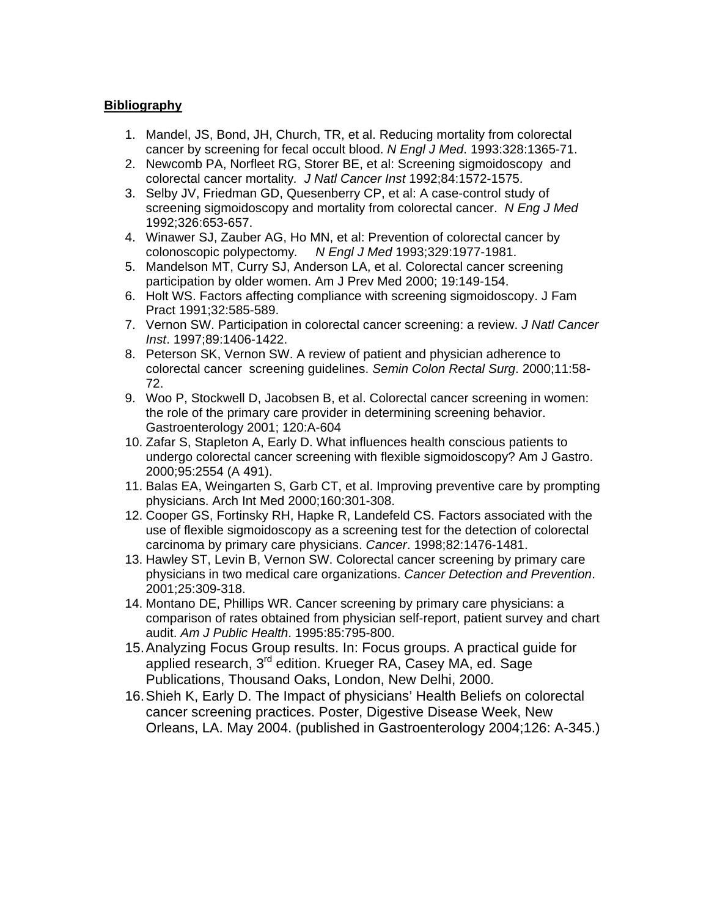**Bibliography**

1. Mandel, JS, Bond, JH, Church, TR, et al. Reducing mortality from colorectal cancer by screening for fecal occult blood. *N Engl J Med*. 1993:328:1365-71.
2. Newcomb PA, Norfleet RG, Storer BE, et al: Screening sigmoidoscopy and colorectal cancer mortality. *J Natl Cancer Inst* 1992;84:1572-1575.
3. Selby JV, Friedman GD, Quesenberry CP, et al: A case-control study of screening sigmoidoscopy and mortality from colorectal cancer. *N Eng J Med* 1992;326:653-657.
4. Winawer SJ, Zauber AG, Ho MN, et al: Prevention of colorectal cancer by colonoscopic polypectomy. *N Engl J Med* 1993;329:1977-1981.
5. Mandelson MT, Curry SJ, Anderson LA, et al. Colorectal cancer screening participation by older women. Am J Prev Med 2000; 19:149-154.
6. Holt WS. Factors affecting compliance with screening sigmoidoscopy. J Fam Pract 1991;32:585-589.
7. Vernon SW. Participation in colorectal cancer screening: a review. *J Natl Cancer Inst*. 1997;89:1406-1422.
8. Peterson SK, Vernon SW. A review of patient and physician adherence to colorectal cancer screening guidelines. *Semin Colon Rectal Surg*. 2000;11:58-72.
9. Woo P, Stockwell D, Jacobsen B, et al. Colorectal cancer screening in women: the role of the primary care provider in determining screening behavior. Gastroenterology 2001; 120:A-604
10. Zafar S, Stapleton A, Early D. What influences health conscious patients to undergo colorectal cancer screening with flexible sigmoidoscopy? Am J Gastro. 2000;95:2554 (A 491).
11. Balas EA, Weingarten S, Garb CT, et al. Improving preventive care by prompting physicians. Arch Int Med 2000;160:301-308.
12. Cooper GS, Fortinsky RH, Hapke R, Landefeld CS. Factors associated with the use of flexible sigmoidoscopy as a screening test for the detection of colorectal carcinoma by primary care physicians. *Cancer*. 1998;82:1476-1481.
13. Hawley ST, Levin B, Vernon SW. Colorectal cancer screening by primary care physicians in two medical care organizations. *Cancer Detection and Prevention*. 2001;25:309-318.
14. Montano DE, Phillips WR. Cancer screening by primary care physicians: a comparison of rates obtained from physician self-report, patient survey and chart audit. *Am J Public Health*. 1995:85:795-800.
15. Analyzing Focus Group results. In: Focus groups. A practical guide for applied research, 3rd edition. Krueger RA, Casey MA, ed. Sage Publications, Thousand Oaks, London, New Delhi, 2000.
16. Shieh K, Early D. The Impact of physicians' Health Beliefs on colorectal cancer screening practices. Poster, Digestive Disease Week, New Orleans, LA. May 2004. (published in Gastroenterology 2004;126: A-345.)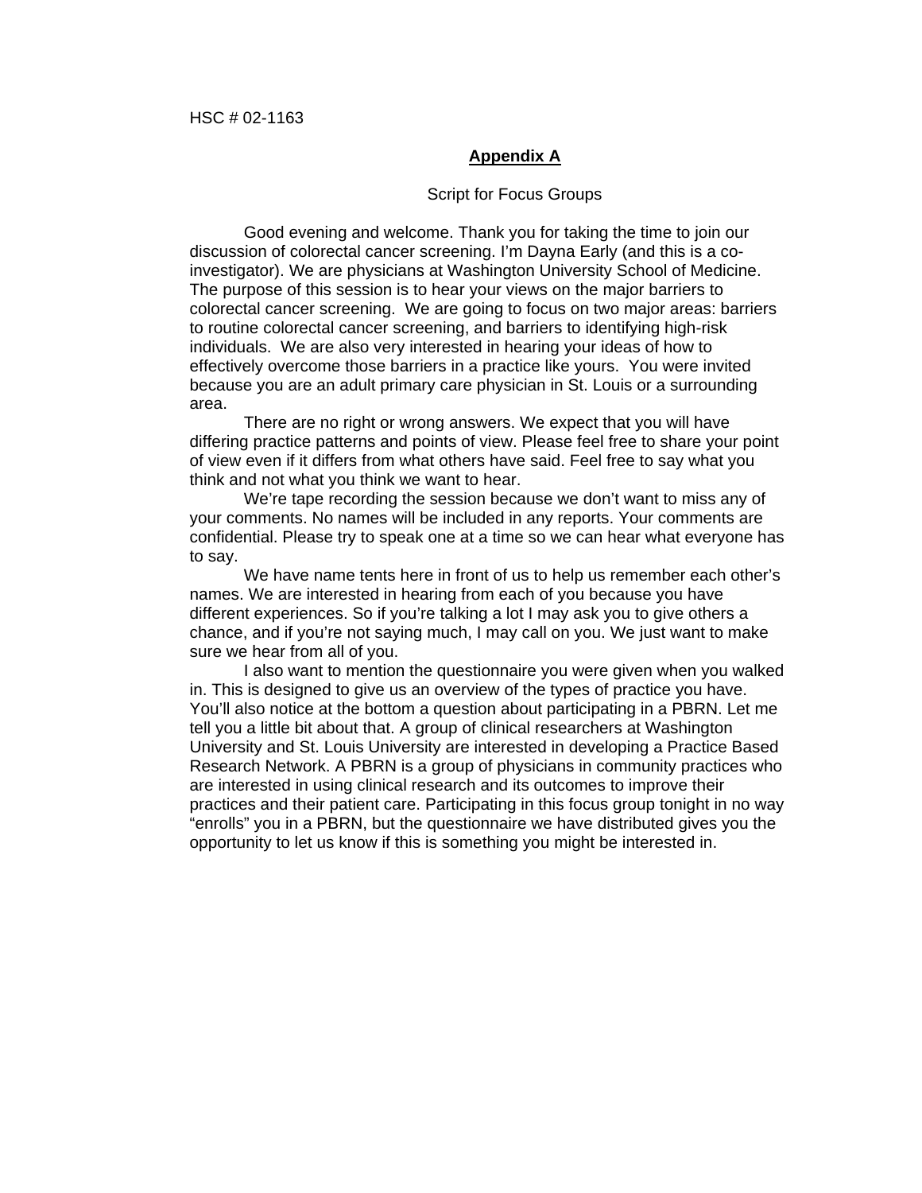HSC # 02-1163

## Appendix A

Script for Focus Groups

Good evening and welcome. Thank you for taking the time to join our discussion of colorectal cancer screening. I'm Dayna Early (and this is a co-investigator). We are physicians at Washington University School of Medicine. The purpose of this session is to hear your views on the major barriers to colorectal cancer screening. We are going to focus on two major areas: barriers to routine colorectal cancer screening, and barriers to identifying high-risk individuals. We are also very interested in hearing your ideas of how to effectively overcome those barriers in a practice like yours. You were invited because you are an adult primary care physician in St. Louis or a surrounding area.

There are no right or wrong answers. We expect that you will have differing practice patterns and points of view. Please feel free to share your point of view even if it differs from what others have said. Feel free to say what you think and not what you think we want to hear.

We're tape recording the session because we don't want to miss any of your comments. No names will be included in any reports. Your comments are confidential. Please try to speak one at a time so we can hear what everyone has to say.

We have name tents here in front of us to help us remember each other's names. We are interested in hearing from each of you because you have different experiences. So if you're talking a lot I may ask you to give others a chance, and if you're not saying much, I may call on you. We just want to make sure we hear from all of you.

I also want to mention the questionnaire you were given when you walked in. This is designed to give us an overview of the types of practice you have. You'll also notice at the bottom a question about participating in a PBRN. Let me tell you a little bit about that. A group of clinical researchers at Washington University and St. Louis University are interested in developing a Practice Based Research Network. A PBRN is a group of physicians in community practices who are interested in using clinical research and its outcomes to improve their practices and their patient care. Participating in this focus group tonight in no way "enrolls" you in a PBRN, but the questionnaire we have distributed gives you the opportunity to let us know if this is something you might be interested in.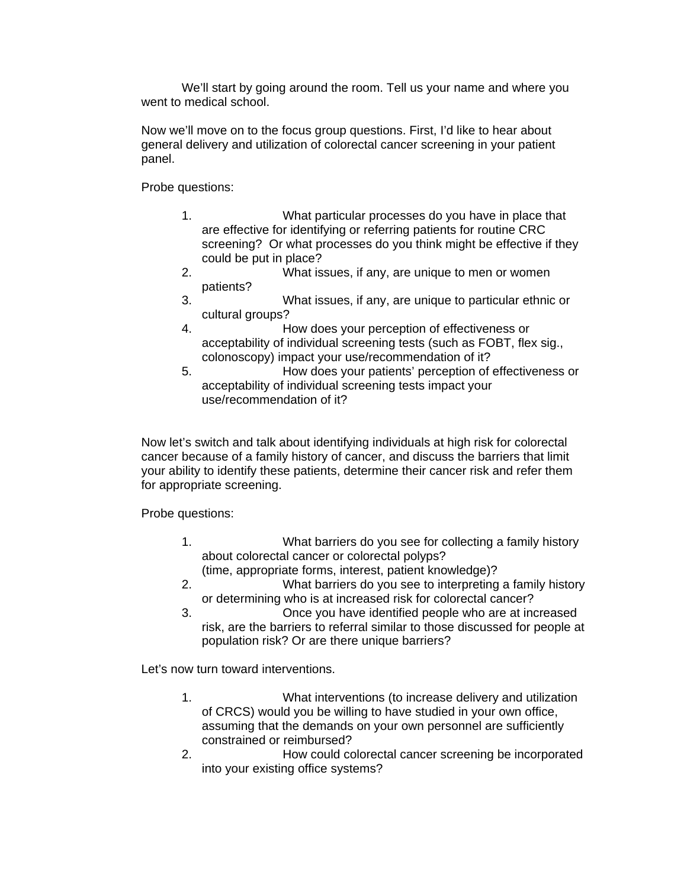We'll start by going around the room. Tell us your name and where you went to medical school.

Now we'll move on to the focus group questions. First, I'd like to hear about general delivery and utilization of colorectal cancer screening in your patient panel.

Probe questions:

1. What particular processes do you have in place that are effective for identifying or referring patients for routine CRC screening? Or what processes do you think might be effective if they could be put in place?
2. What issues, if any, are unique to men or women patients?
3. What issues, if any, are unique to particular ethnic or cultural groups?
4. How does your perception of effectiveness or acceptability of individual screening tests (such as FOBT, flex sig., colonoscopy) impact your use/recommendation of it?
5. How does your patients' perception of effectiveness or acceptability of individual screening tests impact your use/recommendation of it?

Now let's switch and talk about identifying individuals at high risk for colorectal cancer because of a family history of cancer, and discuss the barriers that limit your ability to identify these patients, determine their cancer risk and refer them for appropriate screening.

Probe questions:

1. What barriers do you see for collecting a family history about colorectal cancer or colorectal polyps?
   (time, appropriate forms, interest, patient knowledge)?
2. What barriers do you see to interpreting a family history or determining who is at increased risk for colorectal cancer?
3. Once you have identified people who are at increased risk, are the barriers to referral similar to those discussed for people at population risk? Or are there unique barriers?

Let's now turn toward interventions.

1. What interventions (to increase delivery and utilization of CRCS) would you be willing to have studied in your own office, assuming that the demands on your own personnel are sufficiently constrained or reimbursed?
2. How could colorectal cancer screening be incorporated into your existing office systems?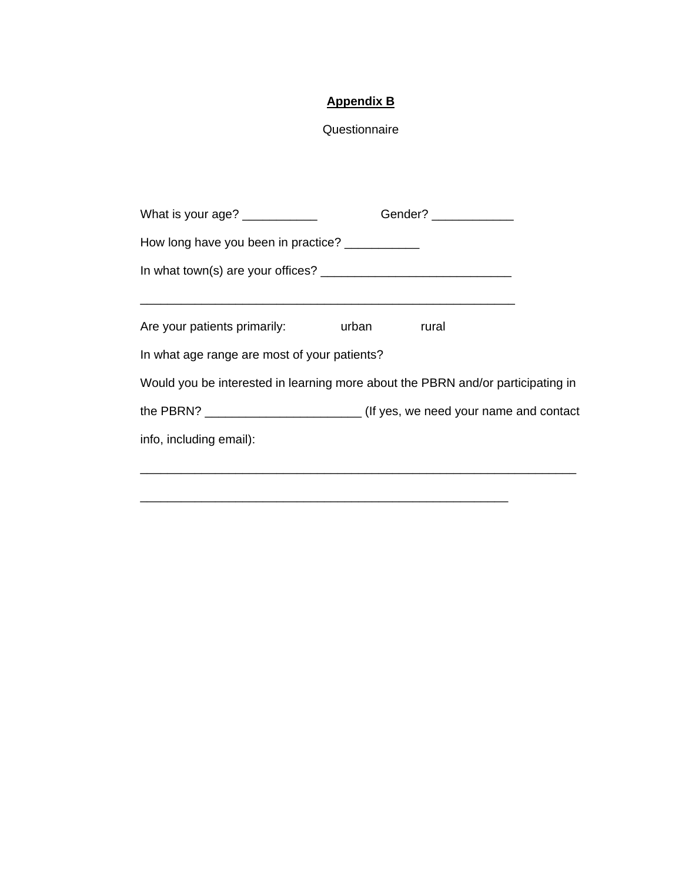**Appendix B**

Questionnaire

What is your age? ___________ Gender? ____________

How long have you been in practice? ___________

In what town(s) are your offices? ____________________________

_________________________________________________________

Are your patients primarily: urban rural

In what age range are most of your patients?

Would you be interested in learning more about the PBRN and/or participating in the PBRN? _______________________ (If yes, we need your name and contact info, including email):

_________________________________________________________________

_______________________________________________________